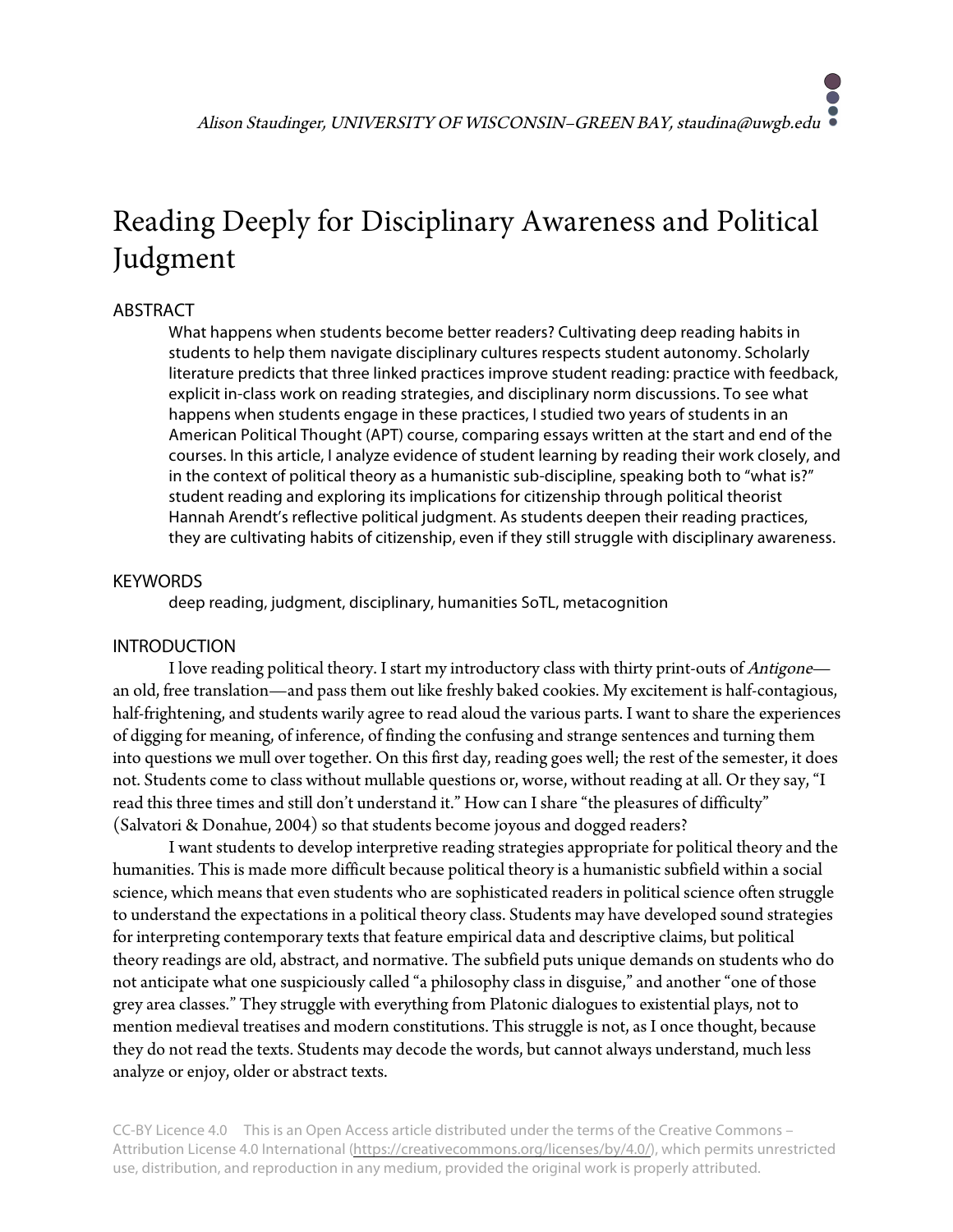*Alison Staudinger, UNIVERSITY OF WISCONSIN–GREEN BAY, staudina@uwgb.edu*

# Reading Deeply for Disciplinary Awareness and Political Judgment

## ABSTRACT

What happens when students become better readers? Cultivating deep reading habits in students to help them navigate disciplinary cultures respects student autonomy. Scholarly literature predicts that three linked practices improve student reading: practice with feedback, explicit in-class work on reading strategies, and disciplinary norm discussions. To see what happens when students engage in these practices, I studied two years of students in an American Political Thought (APT) course, comparing essays written at the start and end of the courses. In this article, I analyze evidence of student learning by reading their work closely, and in the context of political theory as a humanistic sub-discipline, speaking both to "what is?" student reading and exploring its implications for citizenship through political theorist Hannah Arendt's reflective political judgment. As students deepen their reading practices, they are cultivating habits of citizenship, even if they still struggle with disciplinary awareness.

## KEYWORDS

deep reading, judgment, disciplinary, humanities SoTL, metacognition

## INTRODUCTION

I love reading political theory. I start my introductory class with thirty print-outs of *Antigone*—an old, free translation—and pass them out like freshly baked cookies. My excitement is half-contagious, half-frightening, and students warily agree to read aloud the various parts. I want to share the experiences of digging for meaning, of inference, of finding the confusing and strange sentences and turning them into questions we mull over together. On this first day, reading goes well; the rest of the semester, it does not. Students come to class without mullable questions or, worse, without reading at all. Or they say, "I read this three times and still don't understand it." How can I share "the pleasures of difficulty" (Salvatori & Donahue, 2004) so that students become joyous and dogged readers?

I want students to develop interpretive reading strategies appropriate for political theory and the humanities. This is made more difficult because political theory is a humanistic subfield within a social science, which means that even students who are sophisticated readers in political science often struggle to understand the expectations in a political theory class. Students may have developed sound strategies for interpreting contemporary texts that feature empirical data and descriptive claims, but political theory readings are old, abstract, and normative. The subfield puts unique demands on students who do not anticipate what one suspiciously called "a philosophy class in disguise," and another "one of those grey area classes." They struggle with everything from Platonic dialogues to existential plays, not to mention medieval treatises and modern constitutions. This struggle is not, as I once thought, because they do not read the texts. Students may decode the words, but cannot always understand, much less analyze or enjoy, older or abstract texts.

CC-BY Licence 4.0 This is an Open Access article distributed under the terms of the Creative Commons – Attribution License 4.0 International (https://creativecommons.org/licenses/by/4.0/), which permits unrestricted use, distribution, and reproduction in any medium, provided the original work is properly attributed.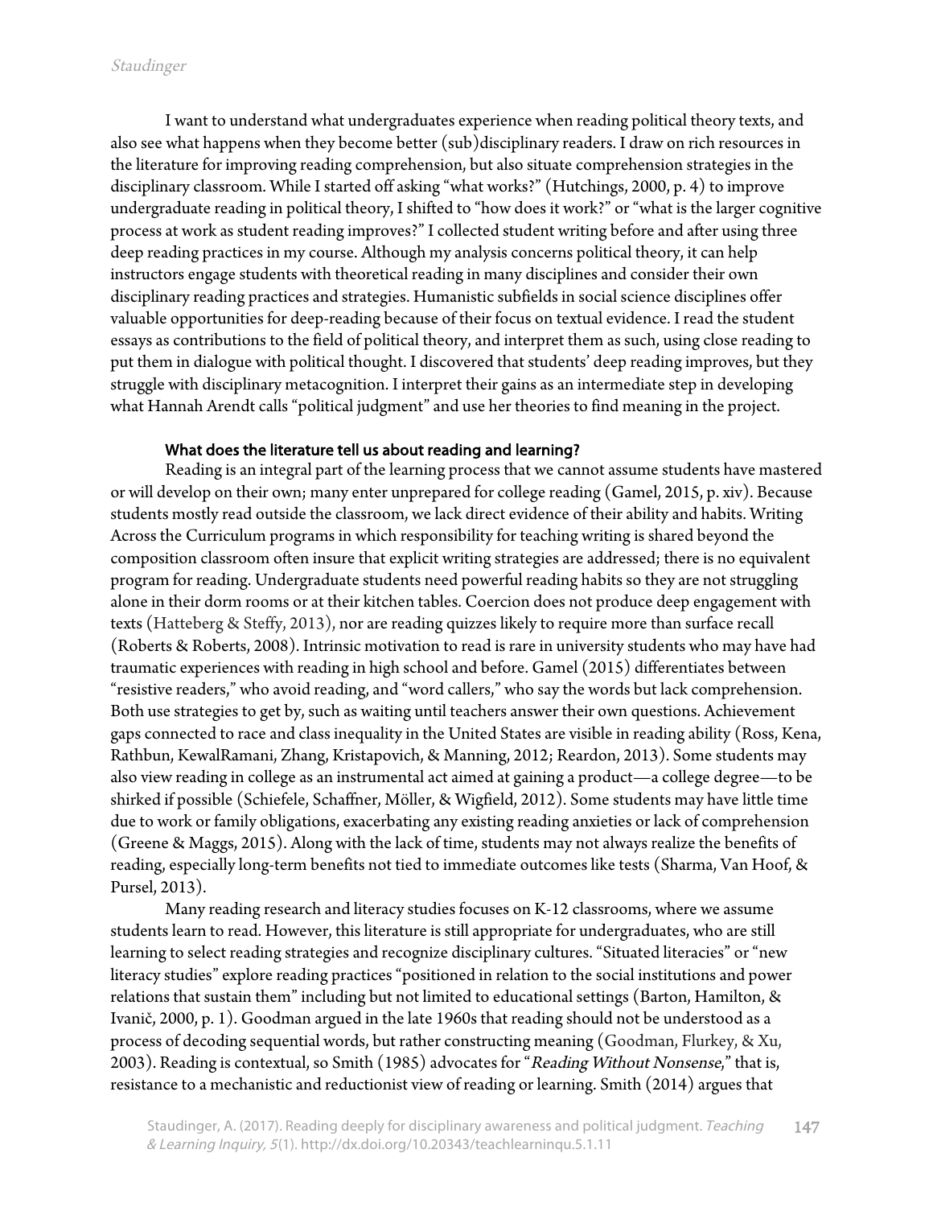I want to understand what undergraduates experience when reading political theory texts, and also see what happens when they become better (sub)disciplinary readers. I draw on rich resources in the literature for improving reading comprehension, but also situate comprehension strategies in the disciplinary classroom. While I started off asking "what works?" (Hutchings, 2000, p. 4) to improve undergraduate reading in political theory, I shifted to "how does it work?" or "what is the larger cognitive process at work as student reading improves?" I collected student writing before and after using three deep reading practices in my course. Although my analysis concerns political theory, it can help instructors engage students with theoretical reading in many disciplines and consider their own disciplinary reading practices and strategies. Humanistic subfields in social science disciplines offer valuable opportunities for deep-reading because of their focus on textual evidence. I read the student essays as contributions to the field of political theory, and interpret them as such, using close reading to put them in dialogue with political thought. I discovered that students' deep reading improves, but they struggle with disciplinary metacognition. I interpret their gains as an intermediate step in developing what Hannah Arendt calls "political judgment" and use her theories to find meaning in the project.

#### What does the literature tell us about reading and learning?

Reading is an integral part of the learning process that we cannot assume students have mastered or will develop on their own; many enter unprepared for college reading (Gamel, 2015, p. xiv). Because students mostly read outside the classroom, we lack direct evidence of their ability and habits. Writing Across the Curriculum programs in which responsibility for teaching writing is shared beyond the composition classroom often insure that explicit writing strategies are addressed; there is no equivalent program for reading. Undergraduate students need powerful reading habits so they are not struggling alone in their dorm rooms or at their kitchen tables. Coercion does not produce deep engagement with texts (Hatteberg & Steffy, 2013), nor are reading quizzes likely to require more than surface recall (Roberts & Roberts, 2008). Intrinsic motivation to read is rare in university students who may have had traumatic experiences with reading in high school and before. Gamel (2015) differentiates between "resistive readers," who avoid reading, and "word callers," who say the words but lack comprehension. Both use strategies to get by, such as waiting until teachers answer their own questions. Achievement gaps connected to race and class inequality in the United States are visible in reading ability (Ross, Kena, Rathbun, KewalRamani, Zhang, Kristapovich, & Manning, 2012; Reardon, 2013). Some students may also view reading in college as an instrumental act aimed at gaining a product—a college degree—to be shirked if possible (Schiefele, Schaffner, Möller, & Wigfield, 2012). Some students may have little time due to work or family obligations, exacerbating any existing reading anxieties or lack of comprehension (Greene & Maggs, 2015). Along with the lack of time, students may not always realize the benefits of reading, especially long-term benefits not tied to immediate outcomes like tests (Sharma, Van Hoof, & Pursel, 2013).

Many reading research and literacy studies focuses on K-12 classrooms, where we assume students learn to read. However, this literature is still appropriate for undergraduates, who are still learning to select reading strategies and recognize disciplinary cultures. "Situated literacies" or "new literacy studies" explore reading practices "positioned in relation to the social institutions and power relations that sustain them" including but not limited to educational settings (Barton, Hamilton, & Ivanič, 2000, p. 1). Goodman argued in the late 1960s that reading should not be understood as a process of decoding sequential words, but rather constructing meaning (Goodman, Flurkey, & Xu, 2003). Reading is contextual, so Smith (1985) advocates for "*Reading Without Nonsense*," that is, resistance to a mechanistic and reductionist view of reading or learning. Smith (2014) argues that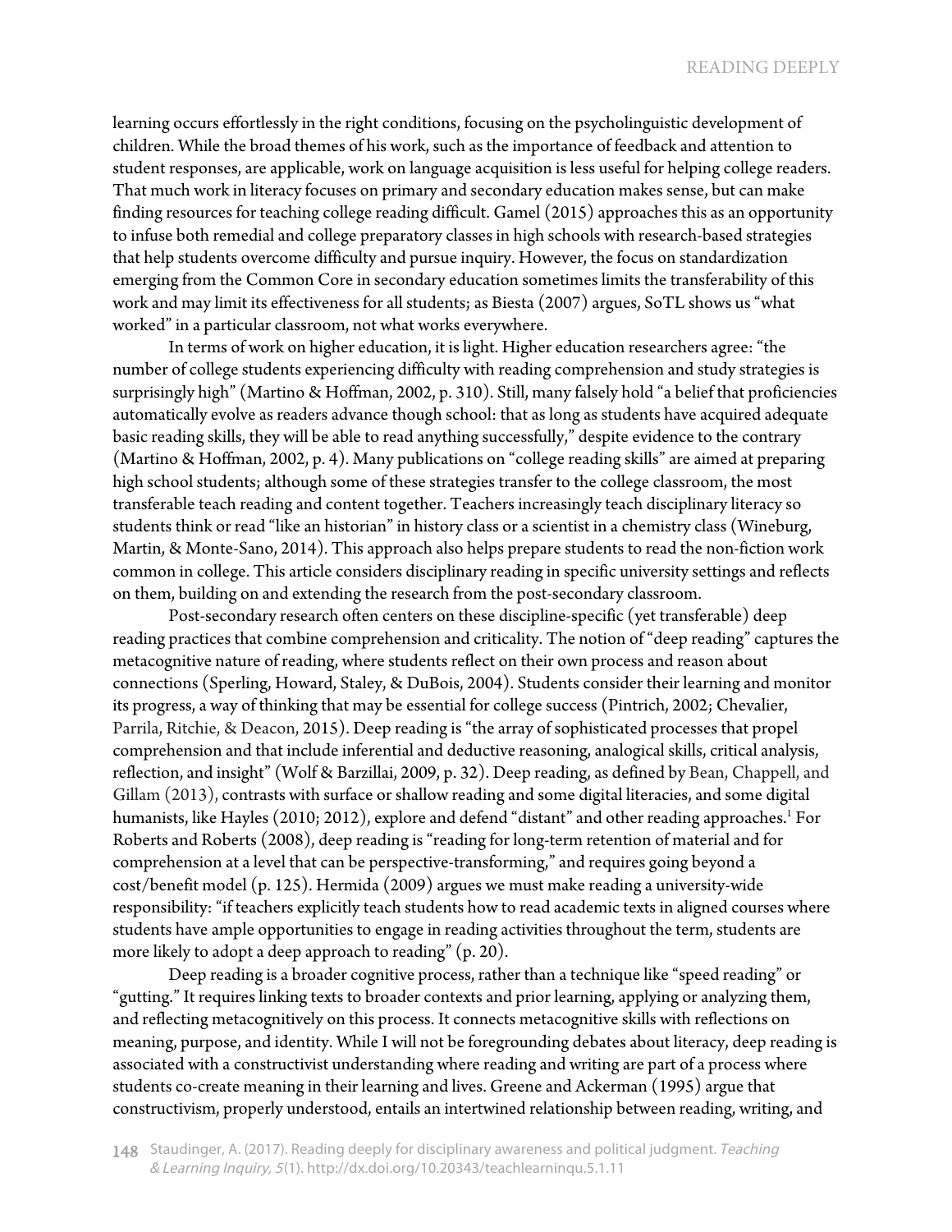learning occurs effortlessly in the right conditions, focusing on the psycholinguistic development of children. While the broad themes of his work, such as the importance of feedback and attention to student responses, are applicable, work on language acquisition is less useful for helping college readers. That much work in literacy focuses on primary and secondary education makes sense, but can make finding resources for teaching college reading difficult. Gamel (2015) approaches this as an opportunity to infuse both remedial and college preparatory classes in high schools with research-based strategies that help students overcome difficulty and pursue inquiry. However, the focus on standardization emerging from the Common Core in secondary education sometimes limits the transferability of this work and may limit its effectiveness for all students; as Biesta (2007) argues, SoTL shows us "what worked" in a particular classroom, not what works everywhere.

In terms of work on higher education, it is light. Higher education researchers agree: "the number of college students experiencing difficulty with reading comprehension and study strategies is surprisingly high" (Martino & Hoffman, 2002, p. 310). Still, many falsely hold "a belief that proficiencies automatically evolve as readers advance though school: that as long as students have acquired adequate basic reading skills, they will be able to read anything successfully," despite evidence to the contrary (Martino & Hoffman, 2002, p. 4). Many publications on "college reading skills" are aimed at preparing high school students; although some of these strategies transfer to the college classroom, the most transferable teach reading and content together. Teachers increasingly teach disciplinary literacy so students think or read "like an historian" in history class or a scientist in a chemistry class (Wineburg, Martin, & Monte-Sano, 2014). This approach also helps prepare students to read the non-fiction work common in college. This article considers disciplinary reading in specific university settings and reflects on them, building on and extending the research from the post-secondary classroom.

Post-secondary research often centers on these discipline-specific (yet transferable) deep reading practices that combine comprehension and criticality. The notion of "deep reading" captures the metacognitive nature of reading, where students reflect on their own process and reason about connections (Sperling, Howard, Staley, & DuBois, 2004). Students consider their learning and monitor its progress, a way of thinking that may be essential for college success (Pintrich, 2002; Chevalier, Parrila, Ritchie, & Deacon, 2015). Deep reading is "the array of sophisticated processes that propel comprehension and that include inferential and deductive reasoning, analogical skills, critical analysis, reflection, and insight" (Wolf & Barzillai, 2009, p. 32). Deep reading, as defined by Bean, Chappell, and Gillam (2013), contrasts with surface or shallow reading and some digital literacies, and some digital humanists, like Hayles (2010; 2012), explore and defend "distant" and other reading approaches.[1] For Roberts and Roberts (2008), deep reading is "reading for long-term retention of material and for comprehension at a level that can be perspective-transforming," and requires going beyond a cost/benefit model (p. 125). Hermida (2009) argues we must make reading a university-wide responsibility: "if teachers explicitly teach students how to read academic texts in aligned courses where students have ample opportunities to engage in reading activities throughout the term, students are more likely to adopt a deep approach to reading" (p. 20).

Deep reading is a broader cognitive process, rather than a technique like "speed reading" or "gutting." It requires linking texts to broader contexts and prior learning, applying or analyzing them, and reflecting metacognitively on this process. It connects metacognitive skills with reflections on meaning, purpose, and identity. While I will not be foregrounding debates about literacy, deep reading is associated with a constructivist understanding where reading and writing are part of a process where students co-create meaning in their learning and lives. Greene and Ackerman (1995) argue that constructivism, properly understood, entails an intertwined relationship between reading, writing, and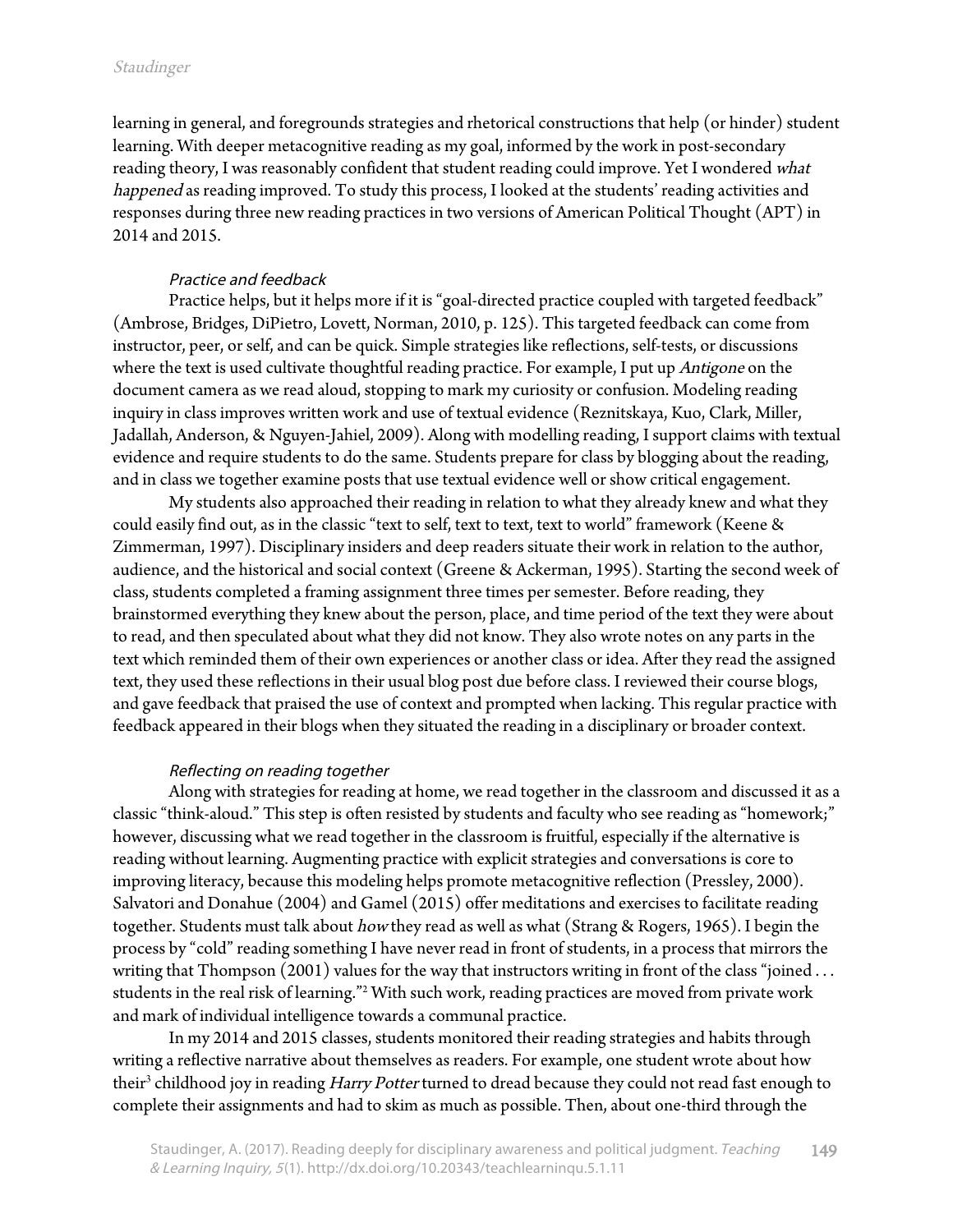learning in general, and foregrounds strategies and rhetorical constructions that help (or hinder) student learning. With deeper metacognitive reading as my goal, informed by the work in post-secondary reading theory, I was reasonably confident that student reading could improve. Yet I wondered *what happened* as reading improved. To study this process, I looked at the students' reading activities and responses during three new reading practices in two versions of American Political Thought (APT) in 2014 and 2015.

### *Practice and feedback*

Practice helps, but it helps more if it is "goal-directed practice coupled with targeted feedback" (Ambrose, Bridges, DiPietro, Lovett, Norman, 2010, p. 125). This targeted feedback can come from instructor, peer, or self, and can be quick. Simple strategies like reflections, self-tests, or discussions where the text is used cultivate thoughtful reading practice. For example, I put up *Antigone* on the document camera as we read aloud, stopping to mark my curiosity or confusion. Modeling reading inquiry in class improves written work and use of textual evidence (Reznitskaya, Kuo, Clark, Miller, Jadallah, Anderson, & Nguyen-Jahiel, 2009). Along with modelling reading, I support claims with textual evidence and require students to do the same. Students prepare for class by blogging about the reading, and in class we together examine posts that use textual evidence well or show critical engagement.

My students also approached their reading in relation to what they already knew and what they could easily find out, as in the classic "text to self, text to text, text to world" framework (Keene & Zimmerman, 1997). Disciplinary insiders and deep readers situate their work in relation to the author, audience, and the historical and social context (Greene & Ackerman, 1995). Starting the second week of class, students completed a framing assignment three times per semester. Before reading, they brainstormed everything they knew about the person, place, and time period of the text they were about to read, and then speculated about what they did not know. They also wrote notes on any parts in the text which reminded them of their own experiences or another class or idea. After they read the assigned text, they used these reflections in their usual blog post due before class. I reviewed their course blogs, and gave feedback that praised the use of context and prompted when lacking. This regular practice with feedback appeared in their blogs when they situated the reading in a disciplinary or broader context.

### *Reflecting on reading together*

Along with strategies for reading at home, we read together in the classroom and discussed it as a classic "think-aloud." This step is often resisted by students and faculty who see reading as "homework;" however, discussing what we read together in the classroom is fruitful, especially if the alternative is reading without learning. Augmenting practice with explicit strategies and conversations is core to improving literacy, because this modeling helps promote metacognitive reflection (Pressley, 2000). Salvatori and Donahue (2004) and Gamel (2015) offer meditations and exercises to facilitate reading together. Students must talk about *how* they read as well as what (Strang & Rogers, 1965). I begin the process by "cold" reading something I have never read in front of students, in a process that mirrors the writing that Thompson (2001) values for the way that instructors writing in front of the class "joined . . . students in the real risk of learning."[2] With such work, reading practices are moved from private work and mark of individual intelligence towards a communal practice.

In my 2014 and 2015 classes, students monitored their reading strategies and habits through writing a reflective narrative about themselves as readers. For example, one student wrote about how their[3] childhood joy in reading *Harry Potter* turned to dread because they could not read fast enough to complete their assignments and had to skim as much as possible. Then, about one-third through the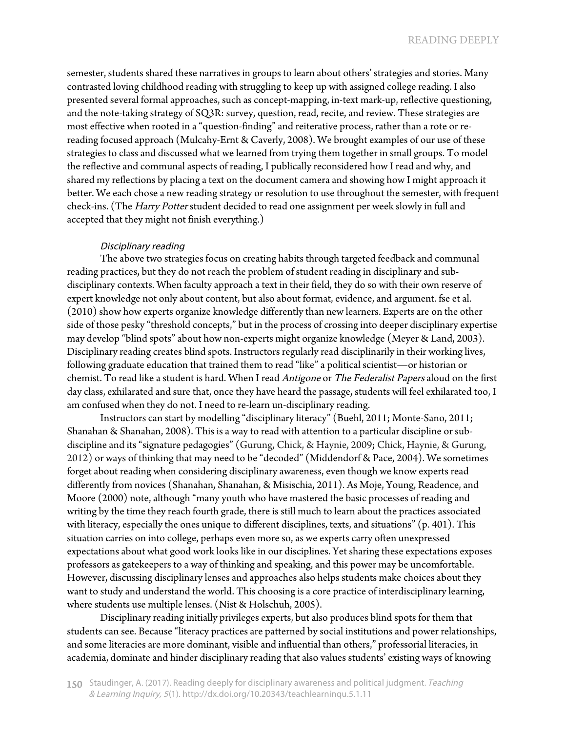semester, students shared these narratives in groups to learn about others' strategies and stories. Many contrasted loving childhood reading with struggling to keep up with assigned college reading. I also presented several formal approaches, such as concept-mapping, in-text mark-up, reflective questioning, and the note-taking strategy of SQ3R: survey, question, read, recite, and review. These strategies are most effective when rooted in a "question-finding" and reiterative process, rather than a rote or re-reading focused approach (Mulcahy-Ernt & Caverly, 2008). We brought examples of our use of these strategies to class and discussed what we learned from trying them together in small groups. To model the reflective and communal aspects of reading, I publically reconsidered how I read and why, and shared my reflections by placing a text on the document camera and showing how I might approach it better. We each chose a new reading strategy or resolution to use throughout the semester, with frequent check-ins. (The *Harry Potter* student decided to read one assignment per week slowly in full and accepted that they might not finish everything.)

### *Disciplinary reading*

The above two strategies focus on creating habits through targeted feedback and communal reading practices, but they do not reach the problem of student reading in disciplinary and sub-disciplinary contexts. When faculty approach a text in their field, they do so with their own reserve of expert knowledge not only about content, but also about format, evidence, and argument. fse et al. (2010) show how experts organize knowledge differently than new learners. Experts are on the other side of those pesky "threshold concepts," but in the process of crossing into deeper disciplinary expertise may develop "blind spots" about how non-experts might organize knowledge (Meyer & Land, 2003). Disciplinary reading creates blind spots. Instructors regularly read disciplinarily in their working lives, following graduate education that trained them to read "like" a political scientist—or historian or chemist. To read like a student is hard. When I read *Antigone* or *The Federalist Papers* aloud on the first day class, exhilarated and sure that, once they have heard the passage, students will feel exhilarated too, I am confused when they do not. I need to re-learn un-disciplinary reading.

Instructors can start by modelling "disciplinary literacy" (Buehl, 2011; Monte-Sano, 2011; Shanahan & Shanahan, 2008). This is a way to read with attention to a particular discipline or sub-discipline and its "signature pedagogies" (Gurung, Chick, & Haynie, 2009; Chick, Haynie, & Gurung, 2012) or ways of thinking that may need to be "decoded" (Middendorf & Pace, 2004). We sometimes forget about reading when considering disciplinary awareness, even though we know experts read differently from novices (Shanahan, Shanahan, & Misischia, 2011). As Moje, Young, Readence, and Moore (2000) note, although "many youth who have mastered the basic processes of reading and writing by the time they reach fourth grade, there is still much to learn about the practices associated with literacy, especially the ones unique to different disciplines, texts, and situations" (p. 401). This situation carries on into college, perhaps even more so, as we experts carry often unexpressed expectations about what good work looks like in our disciplines. Yet sharing these expectations exposes professors as gatekeepers to a way of thinking and speaking, and this power may be uncomfortable. However, discussing disciplinary lenses and approaches also helps students make choices about they want to study and understand the world. This choosing is a core practice of interdisciplinary learning, where students use multiple lenses. (Nist & Holschuh, 2005).

Disciplinary reading initially privileges experts, but also produces blind spots for them that students can see. Because "literacy practices are patterned by social institutions and power relationships, and some literacies are more dominant, visible and influential than others," professorial literacies, in academia, dominate and hinder disciplinary reading that also values students' existing ways of knowing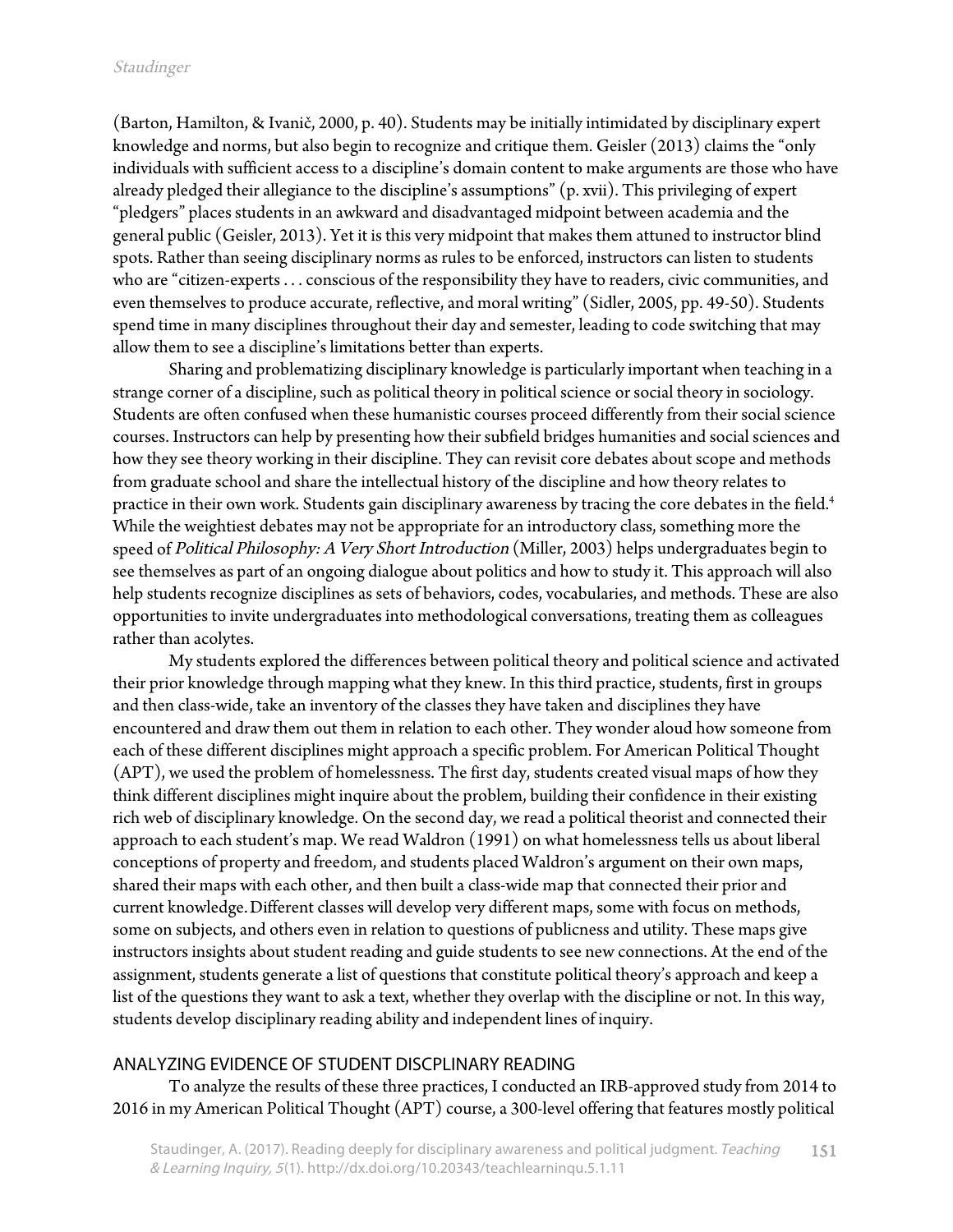(Barton, Hamilton, & Ivanič, 2000, p. 40). Students may be initially intimidated by disciplinary expert knowledge and norms, but also begin to recognize and critique them. Geisler (2013) claims the "only individuals with sufficient access to a discipline's domain content to make arguments are those who have already pledged their allegiance to the discipline's assumptions" (p. xvii). This privileging of expert "pledgers" places students in an awkward and disadvantaged midpoint between academia and the general public (Geisler, 2013). Yet it is this very midpoint that makes them attuned to instructor blind spots. Rather than seeing disciplinary norms as rules to be enforced, instructors can listen to students who are "citizen-experts . . . conscious of the responsibility they have to readers, civic communities, and even themselves to produce accurate, reflective, and moral writing" (Sidler, 2005, pp. 49-50). Students spend time in many disciplines throughout their day and semester, leading to code switching that may allow them to see a discipline's limitations better than experts.

Sharing and problematizing disciplinary knowledge is particularly important when teaching in a strange corner of a discipline, such as political theory in political science or social theory in sociology. Students are often confused when these humanistic courses proceed differently from their social science courses. Instructors can help by presenting how their subfield bridges humanities and social sciences and how they see theory working in their discipline. They can revisit core debates about scope and methods from graduate school and share the intellectual history of the discipline and how theory relates to practice in their own work. Students gain disciplinary awareness by tracing the core debates in the field.[4] While the weightiest debates may not be appropriate for an introductory class, something more the speed of *Political Philosophy: A Very Short Introduction* (Miller, 2003) helps undergraduates begin to see themselves as part of an ongoing dialogue about politics and how to study it. This approach will also help students recognize disciplines as sets of behaviors, codes, vocabularies, and methods. These are also opportunities to invite undergraduates into methodological conversations, treating them as colleagues rather than acolytes.

My students explored the differences between political theory and political science and activated their prior knowledge through mapping what they knew. In this third practice, students, first in groups and then class-wide, take an inventory of the classes they have taken and disciplines they have encountered and draw them out them in relation to each other. They wonder aloud how someone from each of these different disciplines might approach a specific problem. For American Political Thought (APT), we used the problem of homelessness. The first day, students created visual maps of how they think different disciplines might inquire about the problem, building their confidence in their existing rich web of disciplinary knowledge. On the second day, we read a political theorist and connected their approach to each student's map. We read Waldron (1991) on what homelessness tells us about liberal conceptions of property and freedom, and students placed Waldron's argument on their own maps, shared their maps with each other, and then built a class-wide map that connected their prior and current knowledge. Different classes will develop very different maps, some with focus on methods, some on subjects, and others even in relation to questions of publicness and utility. These maps give instructors insights about student reading and guide students to see new connections. At the end of the assignment, students generate a list of questions that constitute political theory's approach and keep a list of the questions they want to ask a text, whether they overlap with the discipline or not. In this way, students develop disciplinary reading ability and independent lines of inquiry.

## ANALYZING EVIDENCE OF STUDENT DISCPLINARY READING

To analyze the results of these three practices, I conducted an IRB-approved study from 2014 to 2016 in my American Political Thought (APT) course, a 300-level offering that features mostly political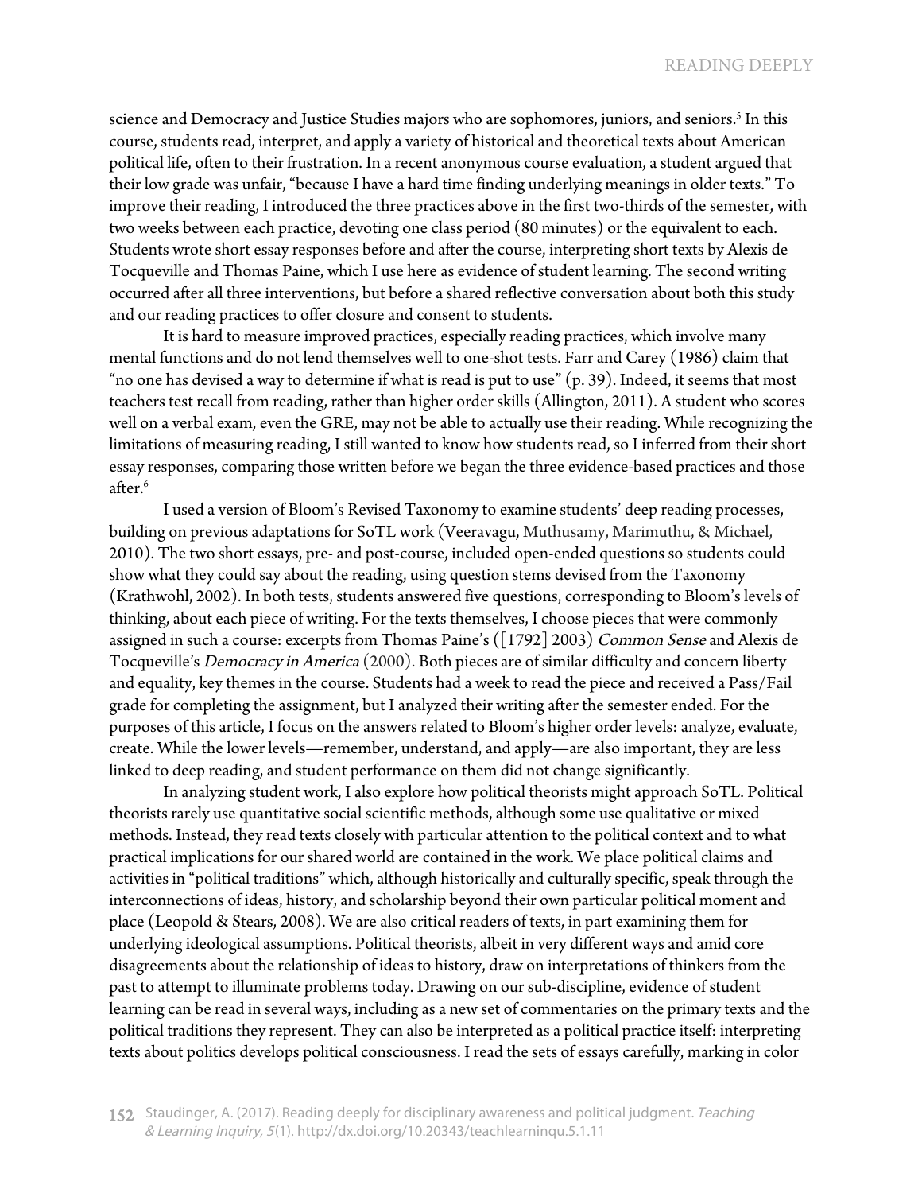science and Democracy and Justice Studies majors who are sophomores, juniors, and seniors.[5] In this course, students read, interpret, and apply a variety of historical and theoretical texts about American political life, often to their frustration. In a recent anonymous course evaluation, a student argued that their low grade was unfair, "because I have a hard time finding underlying meanings in older texts." To improve their reading, I introduced the three practices above in the first two-thirds of the semester, with two weeks between each practice, devoting one class period (80 minutes) or the equivalent to each. Students wrote short essay responses before and after the course, interpreting short texts by Alexis de Tocqueville and Thomas Paine, which I use here as evidence of student learning. The second writing occurred after all three interventions, but before a shared reflective conversation about both this study and our reading practices to offer closure and consent to students.

It is hard to measure improved practices, especially reading practices, which involve many mental functions and do not lend themselves well to one-shot tests. Farr and Carey (1986) claim that "no one has devised a way to determine if what is read is put to use" (p. 39). Indeed, it seems that most teachers test recall from reading, rather than higher order skills (Allington, 2011). A student who scores well on a verbal exam, even the GRE, may not be able to actually use their reading. While recognizing the limitations of measuring reading, I still wanted to know how students read, so I inferred from their short essay responses, comparing those written before we began the three evidence-based practices and those after.[6]

I used a version of Bloom's Revised Taxonomy to examine students' deep reading processes, building on previous adaptations for SoTL work (Veeravagu, Muthusamy, Marimuthu, & Michael, 2010). The two short essays, pre- and post-course, included open-ended questions so students could show what they could say about the reading, using question stems devised from the Taxonomy (Krathwohl, 2002). In both tests, students answered five questions, corresponding to Bloom's levels of thinking, about each piece of writing. For the texts themselves, I choose pieces that were commonly assigned in such a course: excerpts from Thomas Paine's ([1792] 2003) *Common Sense* and Alexis de Tocqueville's *Democracy in America* (2000). Both pieces are of similar difficulty and concern liberty and equality, key themes in the course. Students had a week to read the piece and received a Pass/Fail grade for completing the assignment, but I analyzed their writing after the semester ended. For the purposes of this article, I focus on the answers related to Bloom's higher order levels: analyze, evaluate, create. While the lower levels—remember, understand, and apply—are also important, they are less linked to deep reading, and student performance on them did not change significantly.

In analyzing student work, I also explore how political theorists might approach SoTL. Political theorists rarely use quantitative social scientific methods, although some use qualitative or mixed methods. Instead, they read texts closely with particular attention to the political context and to what practical implications for our shared world are contained in the work. We place political claims and activities in "political traditions" which, although historically and culturally specific, speak through the interconnections of ideas, history, and scholarship beyond their own particular political moment and place (Leopold & Stears, 2008). We are also critical readers of texts, in part examining them for underlying ideological assumptions. Political theorists, albeit in very different ways and amid core disagreements about the relationship of ideas to history, draw on interpretations of thinkers from the past to attempt to illuminate problems today. Drawing on our sub-discipline, evidence of student learning can be read in several ways, including as a new set of commentaries on the primary texts and the political traditions they represent. They can also be interpreted as a political practice itself: interpreting texts about politics develops political consciousness. I read the sets of essays carefully, marking in color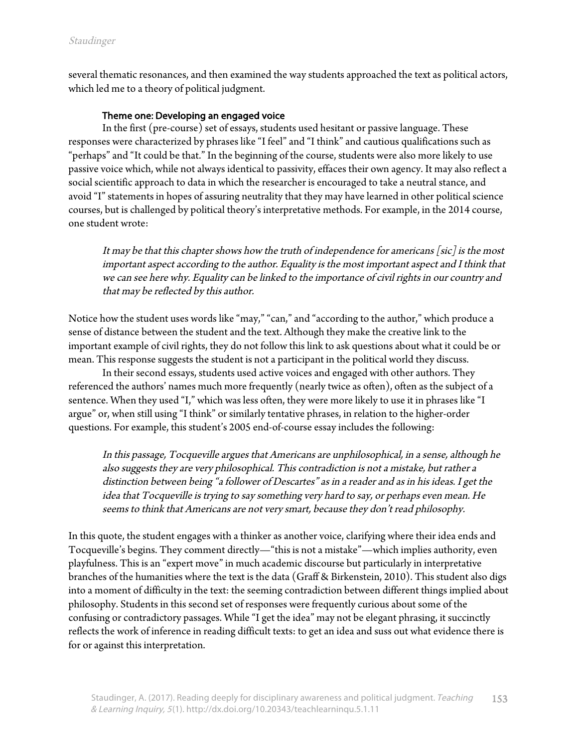several thematic resonances, and then examined the way students approached the text as political actors, which led me to a theory of political judgment.

### Theme one: Developing an engaged voice

In the first (pre-course) set of essays, students used hesitant or passive language. These responses were characterized by phrases like "I feel" and "I think" and cautious qualifications such as "perhaps" and "It could be that." In the beginning of the course, students were also more likely to use passive voice which, while not always identical to passivity, effaces their own agency. It may also reflect a social scientific approach to data in which the researcher is encouraged to take a neutral stance, and avoid "I" statements in hopes of assuring neutrality that they may have learned in other political science courses, but is challenged by political theory's interpretative methods. For example, in the 2014 course, one student wrote:

> *It may be that this chapter shows how the truth of independence for americans [sic] is the most important aspect according to the author. Equality is the most important aspect and I think that we can see here why. Equality can be linked to the importance of civil rights in our country and that may be reflected by this author.*

Notice how the student uses words like "may," "can," and "according to the author," which produce a sense of distance between the student and the text. Although they make the creative link to the important example of civil rights, they do not follow this link to ask questions about what it could be or mean. This response suggests the student is not a participant in the political world they discuss.

In their second essays, students used active voices and engaged with other authors. They referenced the authors' names much more frequently (nearly twice as often), often as the subject of a sentence. When they used "I," which was less often, they were more likely to use it in phrases like "I argue" or, when still using "I think" or similarly tentative phrases, in relation to the higher-order questions. For example, this student's 2005 end-of-course essay includes the following:

> *In this passage, Tocqueville argues that Americans are unphilosophical, in a sense, although he also suggests they are very philosophical. This contradiction is not a mistake, but rather a distinction between being "a follower of Descartes" as in a reader and as in his ideas. I get the idea that Tocqueville is trying to say something very hard to say, or perhaps even mean. He seems to think that Americans are not very smart, because they don't read philosophy.*

In this quote, the student engages with a thinker as another voice, clarifying where their idea ends and Tocqueville's begins. They comment directly—"this is not a mistake"—which implies authority, even playfulness. This is an "expert move" in much academic discourse but particularly in interpretative branches of the humanities where the text is the data (Graff & Birkenstein, 2010). This student also digs into a moment of difficulty in the text: the seeming contradiction between different things implied about philosophy. Students in this second set of responses were frequently curious about some of the confusing or contradictory passages. While "I get the idea" may not be elegant phrasing, it succinctly reflects the work of inference in reading difficult texts: to get an idea and suss out what evidence there is for or against this interpretation.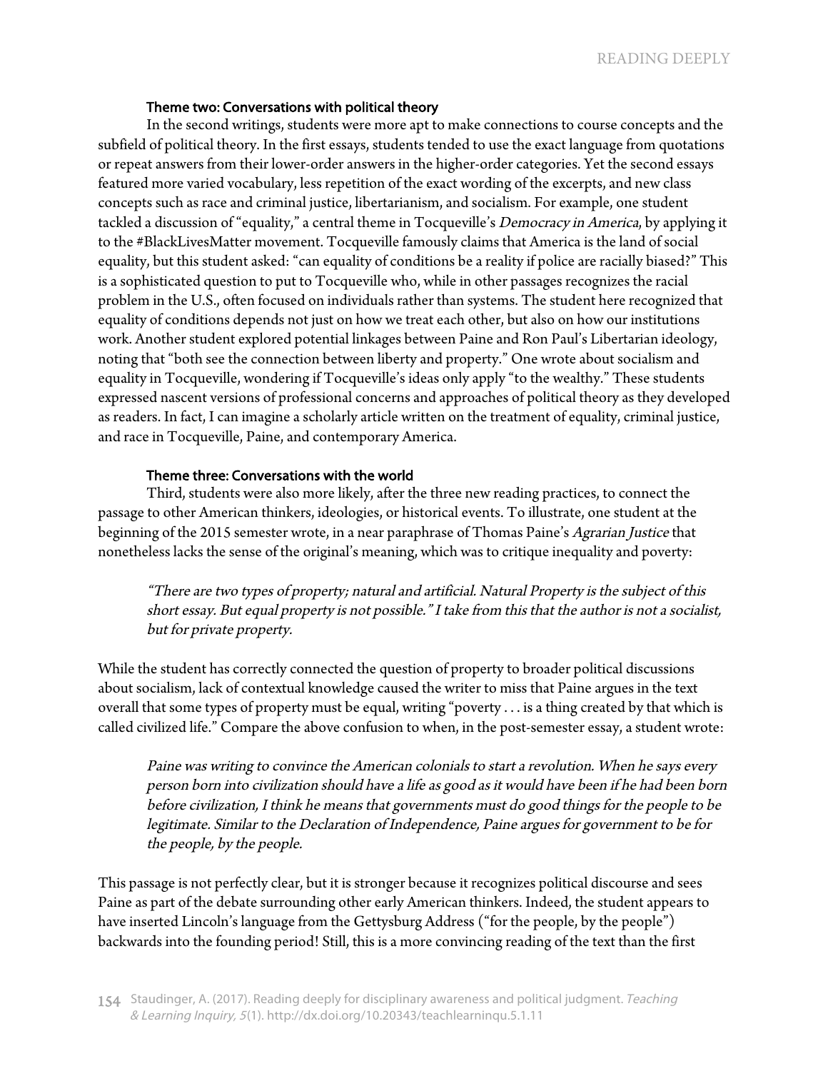#### Theme two: Conversations with political theory

In the second writings, students were more apt to make connections to course concepts and the subfield of political theory. In the first essays, students tended to use the exact language from quotations or repeat answers from their lower-order answers in the higher-order categories. Yet the second essays featured more varied vocabulary, less repetition of the exact wording of the excerpts, and new class concepts such as race and criminal justice, libertarianism, and socialism. For example, one student tackled a discussion of "equality," a central theme in Tocqueville's *Democracy in America*, by applying it to the #BlackLivesMatter movement. Tocqueville famously claims that America is the land of social equality, but this student asked: "can equality of conditions be a reality if police are racially biased?" This is a sophisticated question to put to Tocqueville who, while in other passages recognizes the racial problem in the U.S., often focused on individuals rather than systems. The student here recognized that equality of conditions depends not just on how we treat each other, but also on how our institutions work. Another student explored potential linkages between Paine and Ron Paul's Libertarian ideology, noting that "both see the connection between liberty and property." One wrote about socialism and equality in Tocqueville, wondering if Tocqueville's ideas only apply "to the wealthy." These students expressed nascent versions of professional concerns and approaches of political theory as they developed as readers. In fact, I can imagine a scholarly article written on the treatment of equality, criminal justice, and race in Tocqueville, Paine, and contemporary America.

#### Theme three: Conversations with the world

Third, students were also more likely, after the three new reading practices, to connect the passage to other American thinkers, ideologies, or historical events. To illustrate, one student at the beginning of the 2015 semester wrote, in a near paraphrase of Thomas Paine's *Agrarian Justice* that nonetheless lacks the sense of the original's meaning, which was to critique inequality and poverty:

> *"There are two types of property; natural and artificial. Natural Property is the subject of this short essay. But equal property is not possible." I take from this that the author is not a socialist, but for private property.*

While the student has correctly connected the question of property to broader political discussions about socialism, lack of contextual knowledge caused the writer to miss that Paine argues in the text overall that some types of property must be equal, writing "poverty . . . is a thing created by that which is called civilized life." Compare the above confusion to when, in the post-semester essay, a student wrote:

> *Paine was writing to convince the American colonials to start a revolution. When he says every person born into civilization should have a life as good as it would have been if he had been born before civilization, I think he means that governments must do good things for the people to be legitimate. Similar to the Declaration of Independence, Paine argues for government to be for the people, by the people.*

This passage is not perfectly clear, but it is stronger because it recognizes political discourse and sees Paine as part of the debate surrounding other early American thinkers. Indeed, the student appears to have inserted Lincoln's language from the Gettysburg Address ("for the people, by the people") backwards into the founding period! Still, this is a more convincing reading of the text than the first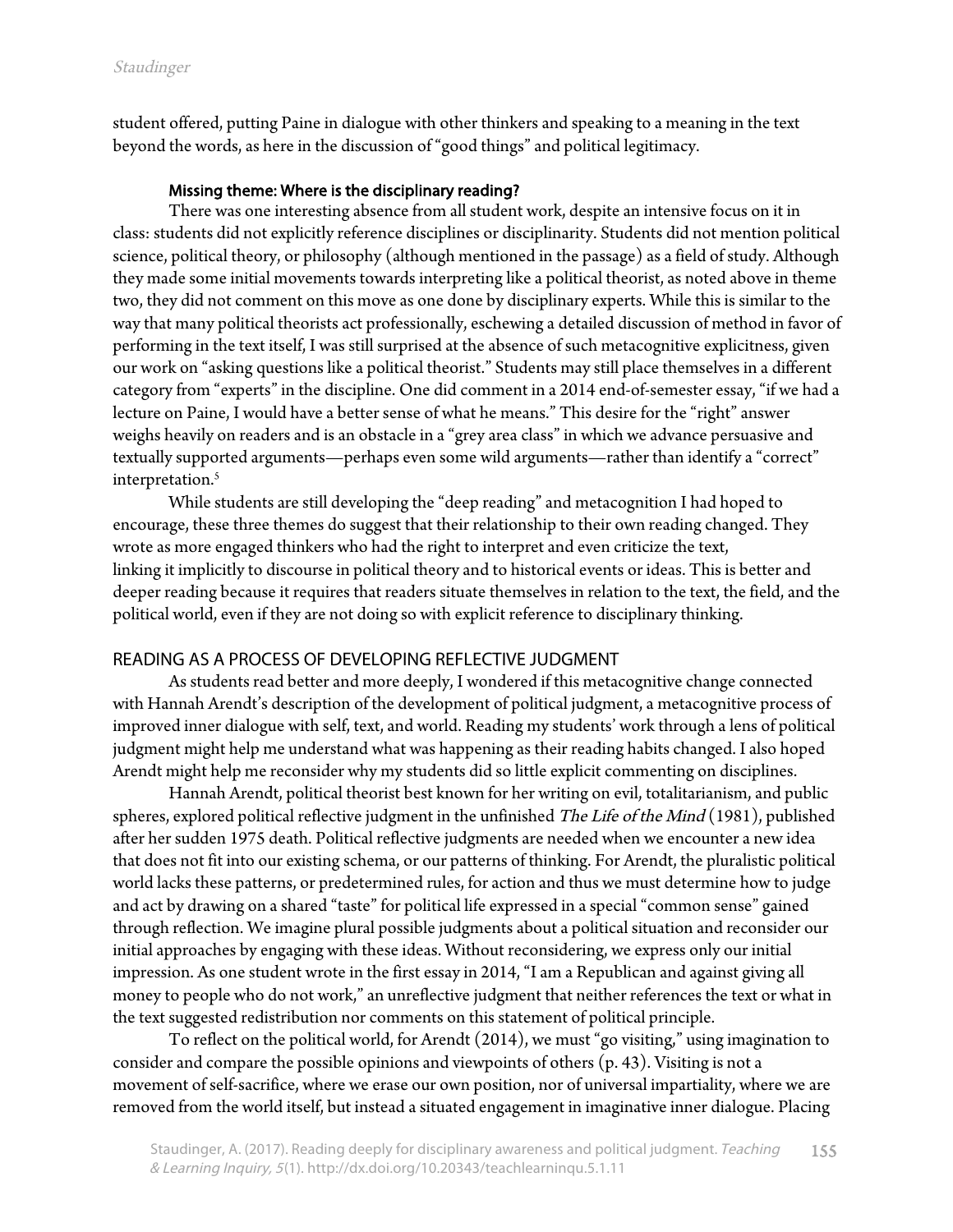student offered, putting Paine in dialogue with other thinkers and speaking to a meaning in the text beyond the words, as here in the discussion of "good things" and political legitimacy.

### Missing theme: Where is the disciplinary reading?

There was one interesting absence from all student work, despite an intensive focus on it in class: students did not explicitly reference disciplines or disciplinarity. Students did not mention political science, political theory, or philosophy (although mentioned in the passage) as a field of study. Although they made some initial movements towards interpreting like a political theorist, as noted above in theme two, they did not comment on this move as one done by disciplinary experts. While this is similar to the way that many political theorists act professionally, eschewing a detailed discussion of method in favor of performing in the text itself, I was still surprised at the absence of such metacognitive explicitness, given our work on "asking questions like a political theorist." Students may still place themselves in a different category from "experts" in the discipline. One did comment in a 2014 end-of-semester essay, "if we had a lecture on Paine, I would have a better sense of what he means." This desire for the "right" answer weighs heavily on readers and is an obstacle in a "grey area class" in which we advance persuasive and textually supported arguments—perhaps even some wild arguments—rather than identify a "correct" interpretation.[5]

While students are still developing the "deep reading" and metacognition I had hoped to encourage, these three themes do suggest that their relationship to their own reading changed. They wrote as more engaged thinkers who had the right to interpret and even criticize the text, linking it implicitly to discourse in political theory and to historical events or ideas. This is better and deeper reading because it requires that readers situate themselves in relation to the text, the field, and the political world, even if they are not doing so with explicit reference to disciplinary thinking.

## READING AS A PROCESS OF DEVELOPING REFLECTIVE JUDGMENT

As students read better and more deeply, I wondered if this metacognitive change connected with Hannah Arendt's description of the development of political judgment, a metacognitive process of improved inner dialogue with self, text, and world. Reading my students' work through a lens of political judgment might help me understand what was happening as their reading habits changed. I also hoped Arendt might help me reconsider why my students did so little explicit commenting on disciplines.

Hannah Arendt, political theorist best known for her writing on evil, totalitarianism, and public spheres, explored political reflective judgment in the unfinished *The Life of the Mind* (1981), published after her sudden 1975 death. Political reflective judgments are needed when we encounter a new idea that does not fit into our existing schema, or our patterns of thinking. For Arendt, the pluralistic political world lacks these patterns, or predetermined rules, for action and thus we must determine how to judge and act by drawing on a shared "taste" for political life expressed in a special "common sense" gained through reflection. We imagine plural possible judgments about a political situation and reconsider our initial approaches by engaging with these ideas. Without reconsidering, we express only our initial impression. As one student wrote in the first essay in 2014, "I am a Republican and against giving all money to people who do not work," an unreflective judgment that neither references the text or what in the text suggested redistribution nor comments on this statement of political principle.

To reflect on the political world, for Arendt (2014), we must "go visiting," using imagination to consider and compare the possible opinions and viewpoints of others (p. 43). Visiting is not a movement of self-sacrifice, where we erase our own position, nor of universal impartiality, where we are removed from the world itself, but instead a situated engagement in imaginative inner dialogue. Placing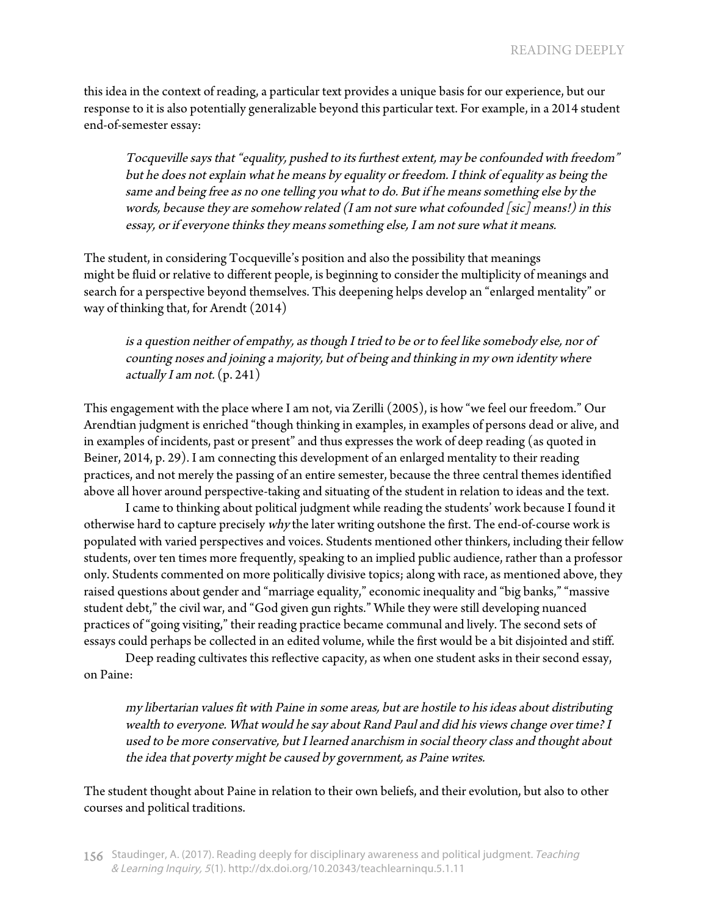this idea in the context of reading, a particular text provides a unique basis for our experience, but our response to it is also potentially generalizable beyond this particular text. For example, in a 2014 student end-of-semester essay:

> *Tocqueville says that "equality, pushed to its furthest extent, may be confounded with freedom" but he does not explain what he means by equality or freedom. I think of equality as being the same and being free as no one telling you what to do. But if he means something else by the words, because they are somehow related (I am not sure what cofounded [sic] means!) in this essay, or if everyone thinks they means something else, I am not sure what it means.*

The student, in considering Tocqueville's position and also the possibility that meanings might be fluid or relative to different people, is beginning to consider the multiplicity of meanings and search for a perspective beyond themselves. This deepening helps develop an "enlarged mentality" or way of thinking that, for Arendt (2014)

> *is a question neither of empathy, as though I tried to be or to feel like somebody else, nor of counting noses and joining a majority, but of being and thinking in my own identity where actually I am not.* (p. 241)

This engagement with the place where I am not, via Zerilli (2005), is how "we feel our freedom." Our Arendtian judgment is enriched "though thinking in examples, in examples of persons dead or alive, and in examples of incidents, past or present" and thus expresses the work of deep reading (as quoted in Beiner, 2014, p. 29). I am connecting this development of an enlarged mentality to their reading practices, and not merely the passing of an entire semester, because the three central themes identified above all hover around perspective-taking and situating of the student in relation to ideas and the text.

I came to thinking about political judgment while reading the students' work because I found it otherwise hard to capture precisely *why* the later writing outshone the first. The end-of-course work is populated with varied perspectives and voices. Students mentioned other thinkers, including their fellow students, over ten times more frequently, speaking to an implied public audience, rather than a professor only. Students commented on more politically divisive topics; along with race, as mentioned above, they raised questions about gender and "marriage equality," economic inequality and "big banks," "massive student debt," the civil war, and "God given gun rights." While they were still developing nuanced practices of "going visiting," their reading practice became communal and lively. The second sets of essays could perhaps be collected in an edited volume, while the first would be a bit disjointed and stiff.

Deep reading cultivates this reflective capacity, as when one student asks in their second essay, on Paine:

> *my libertarian values fit with Paine in some areas, but are hostile to his ideas about distributing wealth to everyone. What would he say about Rand Paul and did his views change over time? I used to be more conservative, but I learned anarchism in social theory class and thought about the idea that poverty might be caused by government, as Paine writes.*

The student thought about Paine in relation to their own beliefs, and their evolution, but also to other courses and political traditions.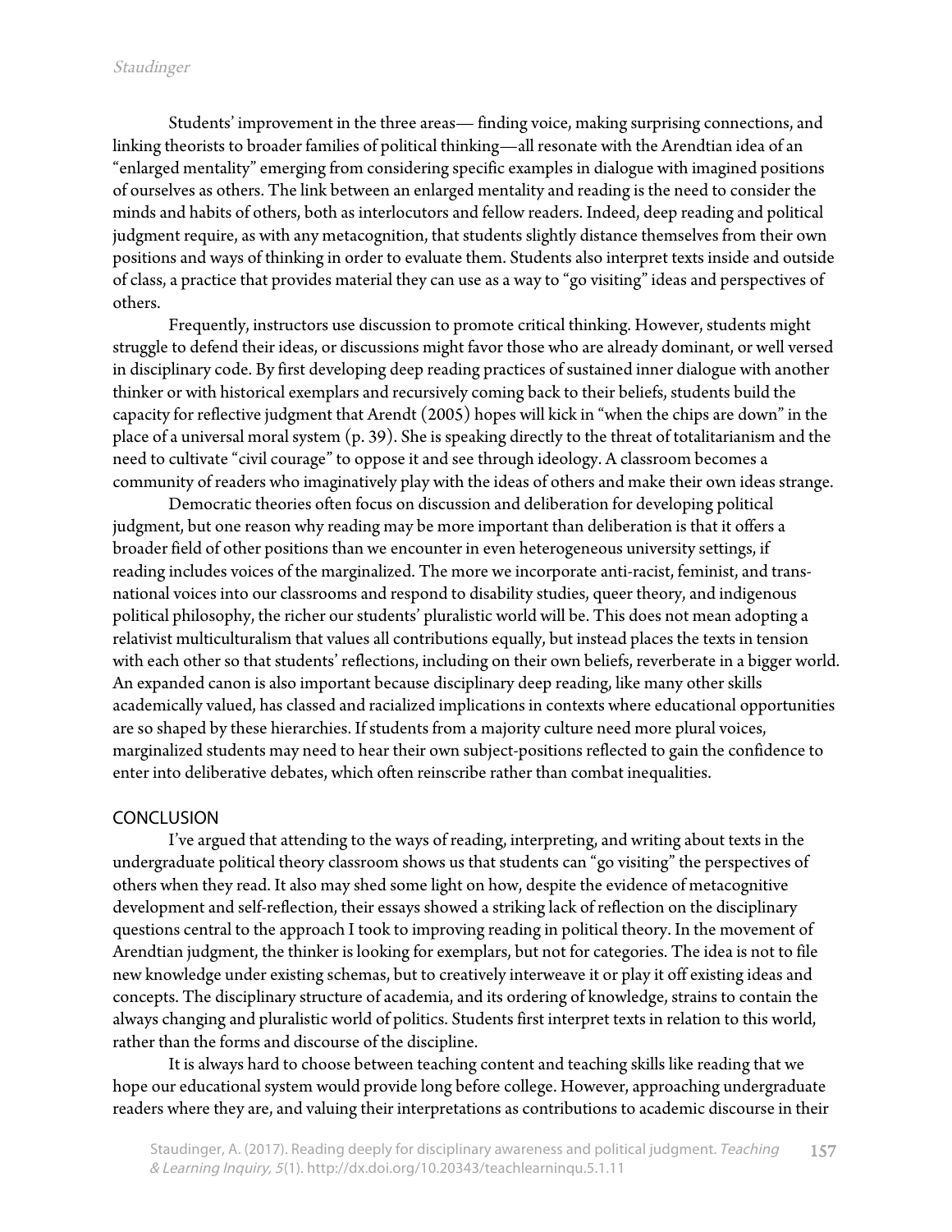Students' improvement in the three areas— finding voice, making surprising connections, and linking theorists to broader families of political thinking—all resonate with the Arendtian idea of an "enlarged mentality" emerging from considering specific examples in dialogue with imagined positions of ourselves as others. The link between an enlarged mentality and reading is the need to consider the minds and habits of others, both as interlocutors and fellow readers. Indeed, deep reading and political judgment require, as with any metacognition, that students slightly distance themselves from their own positions and ways of thinking in order to evaluate them. Students also interpret texts inside and outside of class, a practice that provides material they can use as a way to "go visiting" ideas and perspectives of others.

Frequently, instructors use discussion to promote critical thinking. However, students might struggle to defend their ideas, or discussions might favor those who are already dominant, or well versed in disciplinary code. By first developing deep reading practices of sustained inner dialogue with another thinker or with historical exemplars and recursively coming back to their beliefs, students build the capacity for reflective judgment that Arendt (2005) hopes will kick in "when the chips are down" in the place of a universal moral system (p. 39). She is speaking directly to the threat of totalitarianism and the need to cultivate "civil courage" to oppose it and see through ideology. A classroom becomes a community of readers who imaginatively play with the ideas of others and make their own ideas strange.

Democratic theories often focus on discussion and deliberation for developing political judgment, but one reason why reading may be more important than deliberation is that it offers a broader field of other positions than we encounter in even heterogeneous university settings, if reading includes voices of the marginalized. The more we incorporate anti-racist, feminist, and trans-national voices into our classrooms and respond to disability studies, queer theory, and indigenous political philosophy, the richer our students' pluralistic world will be. This does not mean adopting a relativist multiculturalism that values all contributions equally, but instead places the texts in tension with each other so that students' reflections, including on their own beliefs, reverberate in a bigger world. An expanded canon is also important because disciplinary deep reading, like many other skills academically valued, has classed and racialized implications in contexts where educational opportunities are so shaped by these hierarchies. If students from a majority culture need more plural voices, marginalized students may need to hear their own subject-positions reflected to gain the confidence to enter into deliberative debates, which often reinscribe rather than combat inequalities.

## CONCLUSION

I've argued that attending to the ways of reading, interpreting, and writing about texts in the undergraduate political theory classroom shows us that students can "go visiting" the perspectives of others when they read. It also may shed some light on how, despite the evidence of metacognitive development and self-reflection, their essays showed a striking lack of reflection on the disciplinary questions central to the approach I took to improving reading in political theory. In the movement of Arendtian judgment, the thinker is looking for exemplars, but not for categories. The idea is not to file new knowledge under existing schemas, but to creatively interweave it or play it off existing ideas and concepts. The disciplinary structure of academia, and its ordering of knowledge, strains to contain the always changing and pluralistic world of politics. Students first interpret texts in relation to this world, rather than the forms and discourse of the discipline.

It is always hard to choose between teaching content and teaching skills like reading that we hope our educational system would provide long before college. However, approaching undergraduate readers where they are, and valuing their interpretations as contributions to academic discourse in their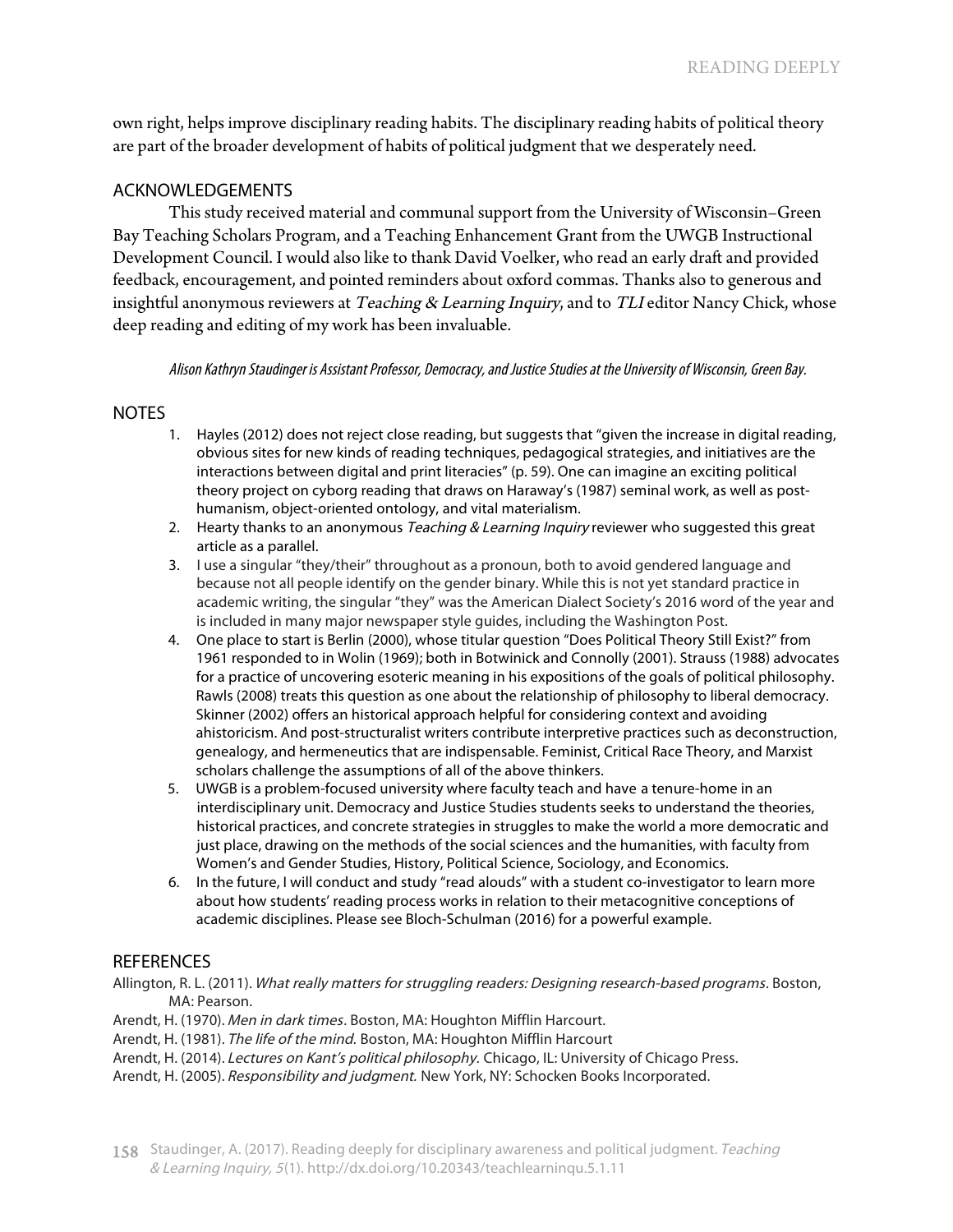own right, helps improve disciplinary reading habits. The disciplinary reading habits of political theory are part of the broader development of habits of political judgment that we desperately need.

## ACKNOWLEDGEMENTS

This study received material and communal support from the University of Wisconsin–Green Bay Teaching Scholars Program, and a Teaching Enhancement Grant from the UWGB Instructional Development Council. I would also like to thank David Voelker, who read an early draft and provided feedback, encouragement, and pointed reminders about oxford commas. Thanks also to generous and insightful anonymous reviewers at *Teaching & Learning Inquiry*, and to *TLI* editor Nancy Chick, whose deep reading and editing of my work has been invaluable.

*Alison Kathryn Staudinger is Assistant Professor, Democracy, and Justice Studies at the University of Wisconsin, Green Bay.*

## NOTES

1. Hayles (2012) does not reject close reading, but suggests that "given the increase in digital reading, obvious sites for new kinds of reading techniques, pedagogical strategies, and initiatives are the interactions between digital and print literacies" (p. 59). One can imagine an exciting political theory project on cyborg reading that draws on Haraway's (1987) seminal work, as well as post-humanism, object-oriented ontology, and vital materialism.
2. Hearty thanks to an anonymous *Teaching & Learning Inquiry* reviewer who suggested this great article as a parallel.
3. I use a singular "they/their" throughout as a pronoun, both to avoid gendered language and because not all people identify on the gender binary. While this is not yet standard practice in academic writing, the singular "they" was the American Dialect Society's 2016 word of the year and is included in many major newspaper style guides, including the Washington Post.
4. One place to start is Berlin (2000), whose titular question "Does Political Theory Still Exist?" from 1961 responded to in Wolin (1969); both in Botwinick and Connolly (2001). Strauss (1988) advocates for a practice of uncovering esoteric meaning in his expositions of the goals of political philosophy. Rawls (2008) treats this question as one about the relationship of philosophy to liberal democracy. Skinner (2002) offers an historical approach helpful for considering context and avoiding ahistoricism. And post-structuralist writers contribute interpretive practices such as deconstruction, genealogy, and hermeneutics that are indispensable. Feminist, Critical Race Theory, and Marxist scholars challenge the assumptions of all of the above thinkers.
5. UWGB is a problem-focused university where faculty teach and have a tenure-home in an interdisciplinary unit. Democracy and Justice Studies students seeks to understand the theories, historical practices, and concrete strategies in struggles to make the world a more democratic and just place, drawing on the methods of the social sciences and the humanities, with faculty from Women's and Gender Studies, History, Political Science, Sociology, and Economics.
6. In the future, I will conduct and study "read alouds" with a student co-investigator to learn more about how students' reading process works in relation to their metacognitive conceptions of academic disciplines. Please see Bloch-Schulman (2016) for a powerful example.

## REFERENCES

Allington, R. L. (2011). *What really matters for struggling readers: Designing research-based programs*. Boston, MA: Pearson.

Arendt, H. (1970). *Men in dark times*. Boston, MA: Houghton Mifflin Harcourt.

Arendt, H. (1981). *The life of the mind.* Boston, MA: Houghton Mifflin Harcourt

Arendt, H. (2014). *Lectures on Kant's political philosophy.* Chicago, IL: University of Chicago Press.

Arendt, H. (2005). *Responsibility and judgment.* New York, NY: Schocken Books Incorporated.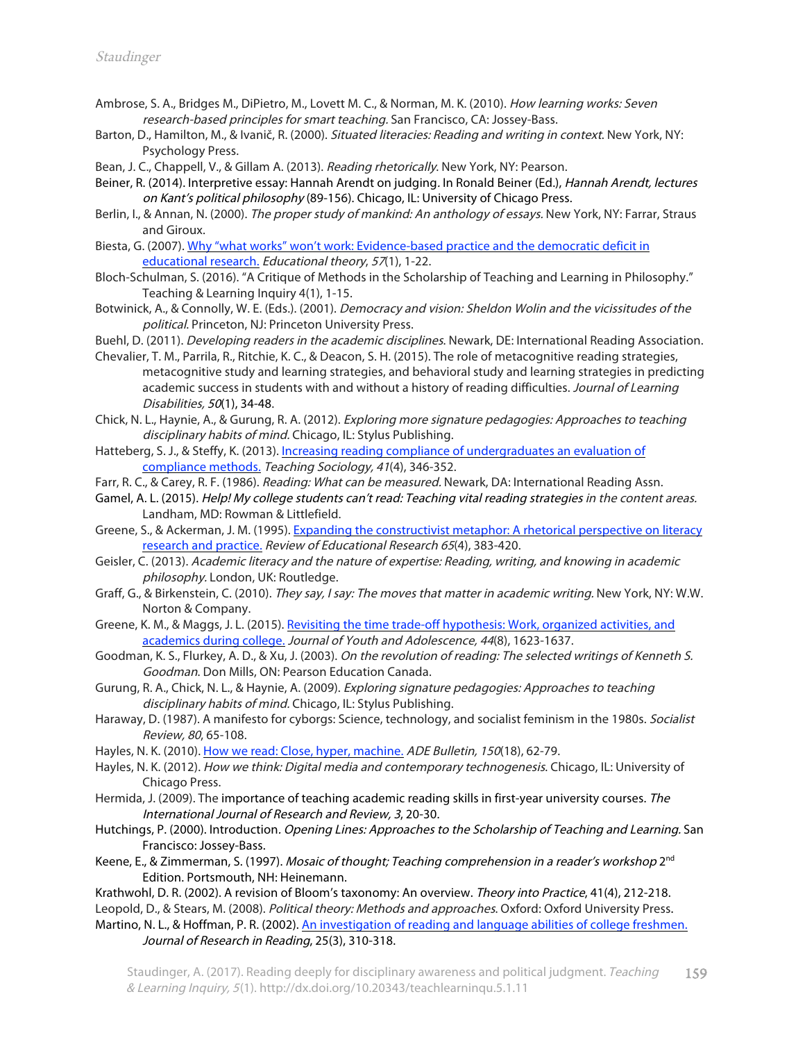Ambrose, S. A., Bridges M., DiPietro, M., Lovett M. C., & Norman, M. K. (2010). *How learning works: Seven research-based principles for smart teaching.* San Francisco, CA: Jossey-Bass.

Barton, D., Hamilton, M., & Ivanič, R. (2000). *Situated literacies: Reading and writing in context*. New York, NY: Psychology Press.

Bean, J. C., Chappell, V., & Gillam A. (2013). *Reading rhetorically.* New York, NY: Pearson.

Beiner, R. (2014). Interpretive essay: Hannah Arendt on judging. In Ronald Beiner (Ed.), *Hannah Arendt, lectures on Kant's political philosophy* (89-156). Chicago, IL: University of Chicago Press.

Berlin, I., & Annan, N. (2000). *The proper study of mankind: An anthology of essays.* New York, NY: Farrar, Straus and Giroux.

Biesta, G. (2007). Why "what works" won't work: Evidence-based practice and the democratic deficit in educational research. *Educational theory*, *57*(1), 1-22.

Bloch-Schulman, S. (2016). "A Critique of Methods in the Scholarship of Teaching and Learning in Philosophy." Teaching & Learning Inquiry 4(1), 1-15.

Botwinick, A., & Connolly, W. E. (Eds.). (2001). *Democracy and vision: Sheldon Wolin and the vicissitudes of the political*. Princeton, NJ: Princeton University Press.

Buehl, D. (2011). *Developing readers in the academic disciplines*. Newark, DE: International Reading Association.

Chevalier, T. M., Parrila, R., Ritchie, K. C., & Deacon, S. H. (2015). The role of metacognitive reading strategies, metacognitive study and learning strategies, and behavioral study and learning strategies in predicting academic success in students with and without a history of reading difficulties. *Journal of Learning Disabilities, 50*(1), 34-48.

Chick, N. L., Haynie, A., & Gurung, R. A. (2012). *Exploring more signature pedagogies: Approaches to teaching disciplinary habits of mind.* Chicago, IL: Stylus Publishing.

Hatteberg, S. J., & Steffy, K. (2013). Increasing reading compliance of undergraduates an evaluation of compliance methods. *Teaching Sociology, 41*(4), 346-352.

Farr, R. C., & Carey, R. F. (1986). *Reading: What can be measured*. Newark, DA: International Reading Assn.

Gamel, A. L. (2015). *Help! My college students can't read: Teaching vital reading strategies in the content areas.* Landham, MD: Rowman & Littlefield.

Greene, S., & Ackerman, J. M. (1995). Expanding the constructivist metaphor: A rhetorical perspective on literacy research and practice. *Review of Educational Research 65*(4), 383-420.

Geisler, C. (2013). *Academic literacy and the nature of expertise: Reading, writing, and knowing in academic philosophy.* London, UK: Routledge.

Graff, G., & Birkenstein, C. (2010). *They say, I say: The moves that matter in academic writing.* New York, NY: W.W. Norton & Company.

Greene, K. M., & Maggs, J. L. (2015). Revisiting the time trade-off hypothesis: Work, organized activities, and academics during college. *Journal of Youth and Adolescence, 44*(8), 1623-1637.

Goodman, K. S., Flurkey, A. D., & Xu, J. (2003). *On the revolution of reading: The selected writings of Kenneth S. Goodman*. Don Mills, ON: Pearson Education Canada.

Gurung, R. A., Chick, N. L., & Haynie, A. (2009). *Exploring signature pedagogies: Approaches to teaching disciplinary habits of mind.* Chicago, IL: Stylus Publishing.

Haraway, D. (1987). A manifesto for cyborgs: Science, technology, and socialist feminism in the 1980s. *Socialist Review, 80*, 65-108.

Hayles, N. K. (2010). How we read: Close, hyper, machine. *ADE Bulletin, 150*(18), 62-79.

Hayles, N. K. (2012). *How we think: Digital media and contemporary technogenesis*. Chicago, IL: University of Chicago Press.

Hermida, J. (2009). The importance of teaching academic reading skills in first-year university courses. *The International Journal of Research and Review, 3*, 20-30.

Hutchings, P. (2000). Introduction. *Opening Lines: Approaches to the Scholarship of Teaching and Learning.* San Francisco: Jossey-Bass.

Keene, E., & Zimmerman, S. (1997). *Mosaic of thought; Teaching comprehension in a reader's workshop* 2nd Edition. Portsmouth, NH: Heinemann.

Krathwohl, D. R. (2002). A revision of Bloom's taxonomy: An overview. *Theory into Practice*, 41(4), 212-218.

Leopold, D., & Stears, M. (2008). *Political theory: Methods and approaches.* Oxford: Oxford University Press.

Martino, N. L., & Hoffman, P. R. (2002). An investigation of reading and language abilities of college freshmen. *Journal of Research in Reading*, 25(3), 310-318.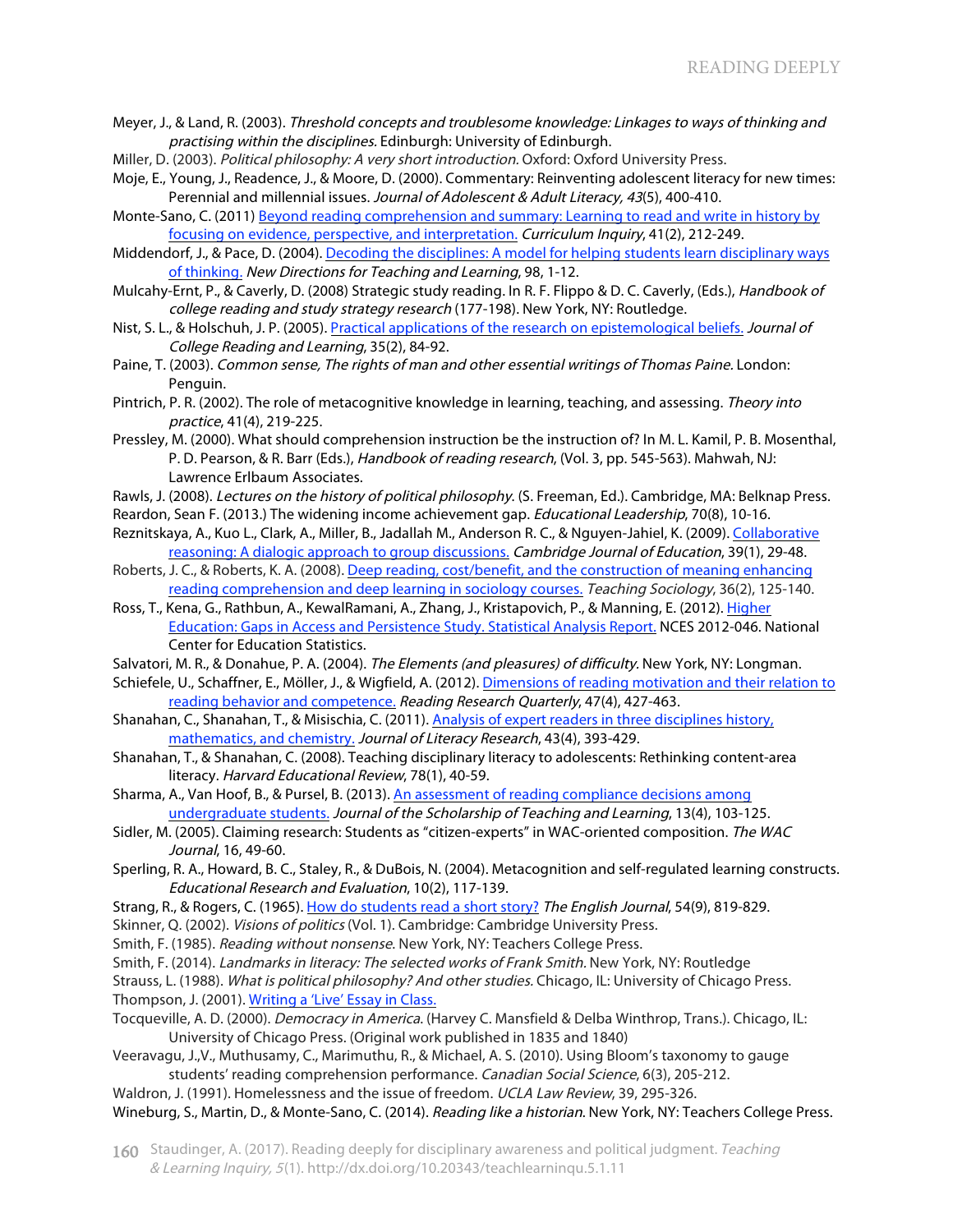Meyer, J., & Land, R. (2003). *Threshold concepts and troublesome knowledge: Linkages to ways of thinking and practising within the disciplines.* Edinburgh: University of Edinburgh.

Miller, D. (2003). *Political philosophy: A very short introduction.* Oxford: Oxford University Press.

Moje, E., Young, J., Readence, J., & Moore, D. (2000). Commentary: Reinventing adolescent literacy for new times: Perennial and millennial issues. *Journal of Adolescent & Adult Literacy, 43*(5), 400-410.

Monte-Sano, C. (2011) Beyond reading comprehension and summary: Learning to read and write in history by focusing on evidence, perspective, and interpretation. *Curriculum Inquiry*, 41(2), 212-249.

Middendorf, J., & Pace, D. (2004). Decoding the disciplines: A model for helping students learn disciplinary ways of thinking. *New Directions for Teaching and Learning*, 98, 1-12.

Mulcahy-Ernt, P., & Caverly, D. (2008) Strategic study reading. In R. F. Flippo & D. C. Caverly, (Eds.), *Handbook of college reading and study strategy research* (177-198). New York, NY: Routledge.

Nist, S. L., & Holschuh, J. P. (2005). Practical applications of the research on epistemological beliefs. *Journal of College Reading and Learning*, 35(2), 84-92.

Paine, T. (2003). *Common sense, The rights of man and other essential writings of Thomas Paine.* London: Penguin.

Pintrich, P. R. (2002). The role of metacognitive knowledge in learning, teaching, and assessing. *Theory into practice*, 41(4), 219-225.

Pressley, M. (2000). What should comprehension instruction be the instruction of? In M. L. Kamil, P. B. Mosenthal, P. D. Pearson, & R. Barr (Eds.), *Handbook of reading research*, (Vol. 3, pp. 545-563). Mahwah, NJ: Lawrence Erlbaum Associates.

Rawls, J. (2008). *Lectures on the history of political philosophy*. (S. Freeman, Ed.). Cambridge, MA: Belknap Press.

Reardon, Sean F. (2013.) The widening income achievement gap. *Educational Leadership*, 70(8), 10-16.

Reznitskaya, A., Kuo L., Clark, A., Miller, B., Jadallah M., Anderson R. C., & Nguyen-Jahiel, K. (2009). Collaborative reasoning: A dialogic approach to group discussions. *Cambridge Journal of Education*, 39(1), 29-48.

Roberts, J. C., & Roberts, K. A. (2008). Deep reading, cost/benefit, and the construction of meaning enhancing reading comprehension and deep learning in sociology courses. *Teaching Sociology*, 36(2), 125-140.

Ross, T., Kena, G., Rathbun, A., KewalRamani, A., Zhang, J., Kristapovich, P., & Manning, E. (2012). Higher Education: Gaps in Access and Persistence Study. Statistical Analysis Report. NCES 2012-046. National Center for Education Statistics.

Salvatori, M. R., & Donahue, P. A. (2004). *The Elements (and pleasures) of difficulty.* New York, NY: Longman.

Schiefele, U., Schaffner, E., Möller, J., & Wigfield, A. (2012). Dimensions of reading motivation and their relation to reading behavior and competence. *Reading Research Quarterly*, 47(4), 427-463.

Shanahan, C., Shanahan, T., & Misischia, C. (2011). Analysis of expert readers in three disciplines history, mathematics, and chemistry. *Journal of Literacy Research*, 43(4), 393-429.

Shanahan, T., & Shanahan, C. (2008). Teaching disciplinary literacy to adolescents: Rethinking content-area literacy. *Harvard Educational Review*, 78(1), 40-59.

Sharma, A., Van Hoof, B., & Pursel, B. (2013). An assessment of reading compliance decisions among undergraduate students. *Journal of the Scholarship of Teaching and Learning*, 13(4), 103-125.

Sidler, M. (2005). Claiming research: Students as "citizen-experts" in WAC-oriented composition. *The WAC Journal*, 16, 49-60.

Sperling, R. A., Howard, B. C., Staley, R., & DuBois, N. (2004). Metacognition and self-regulated learning constructs. *Educational Research and Evaluation*, 10(2), 117-139.

Strang, R., & Rogers, C. (1965). How do students read a short story? *The English Journal*, 54(9), 819-829.

Skinner, Q. (2002). *Visions of politics* (Vol. 1). Cambridge: Cambridge University Press.

Smith, F. (1985). *Reading without nonsense*. New York, NY: Teachers College Press.

Smith, F. (2014). *Landmarks in literacy: The selected works of Frank Smith.* New York, NY: Routledge

Strauss, L. (1988). *What is political philosophy? And other studies.* Chicago, IL: University of Chicago Press.

Thompson, J. (2001). Writing a 'Live' Essay in Class.

Tocqueville, A. D. (2000). *Democracy in America.* (Harvey C. Mansfield & Delba Winthrop, Trans.). Chicago, IL: University of Chicago Press. (Original work published in 1835 and 1840)

Veeravagu, J.,V., Muthusamy, C., Marimuthu, R., & Michael, A. S. (2010). Using Bloom's taxonomy to gauge students' reading comprehension performance. *Canadian Social Science*, 6(3), 205-212.

Waldron, J. (1991). Homelessness and the issue of freedom. *UCLA Law Review*, 39, 295-326.

Wineburg, S., Martin, D., & Monte-Sano, C. (2014). *Reading like a historian*. New York, NY: Teachers College Press.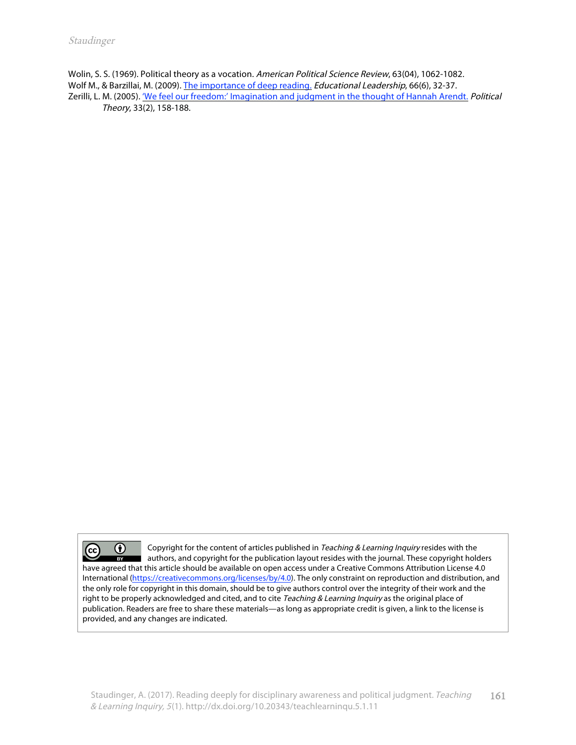Wolin, S. S. (1969). Political theory as a vocation. *American Political Science Review*, 63(04), 1062-1082.

Wolf M., & Barzillai, M. (2009). The importance of deep reading. *Educational Leadership*, 66(6), 32-37.

Zerilli, L. M. (2005). 'We feel our freedom:' Imagination and judgment in the thought of Hannah Arendt. *Political Theory*, 33(2), 158-188.

Copyright for the content of articles published in *Teaching & Learning Inquiry* resides with the authors, and copyright for the publication layout resides with the journal. These copyright holders have agreed that this article should be available on open access under a Creative Commons Attribution License 4.0 International (https://creativecommons.org/licenses/by/4.0). The only constraint on reproduction and distribution, and the only role for copyright in this domain, should be to give authors control over the integrity of their work and the right to be properly acknowledged and cited, and to cite *Teaching & Learning Inquiry* as the original place of publication. Readers are free to share these materials—as long as appropriate credit is given, a link to the license is provided, and any changes are indicated.